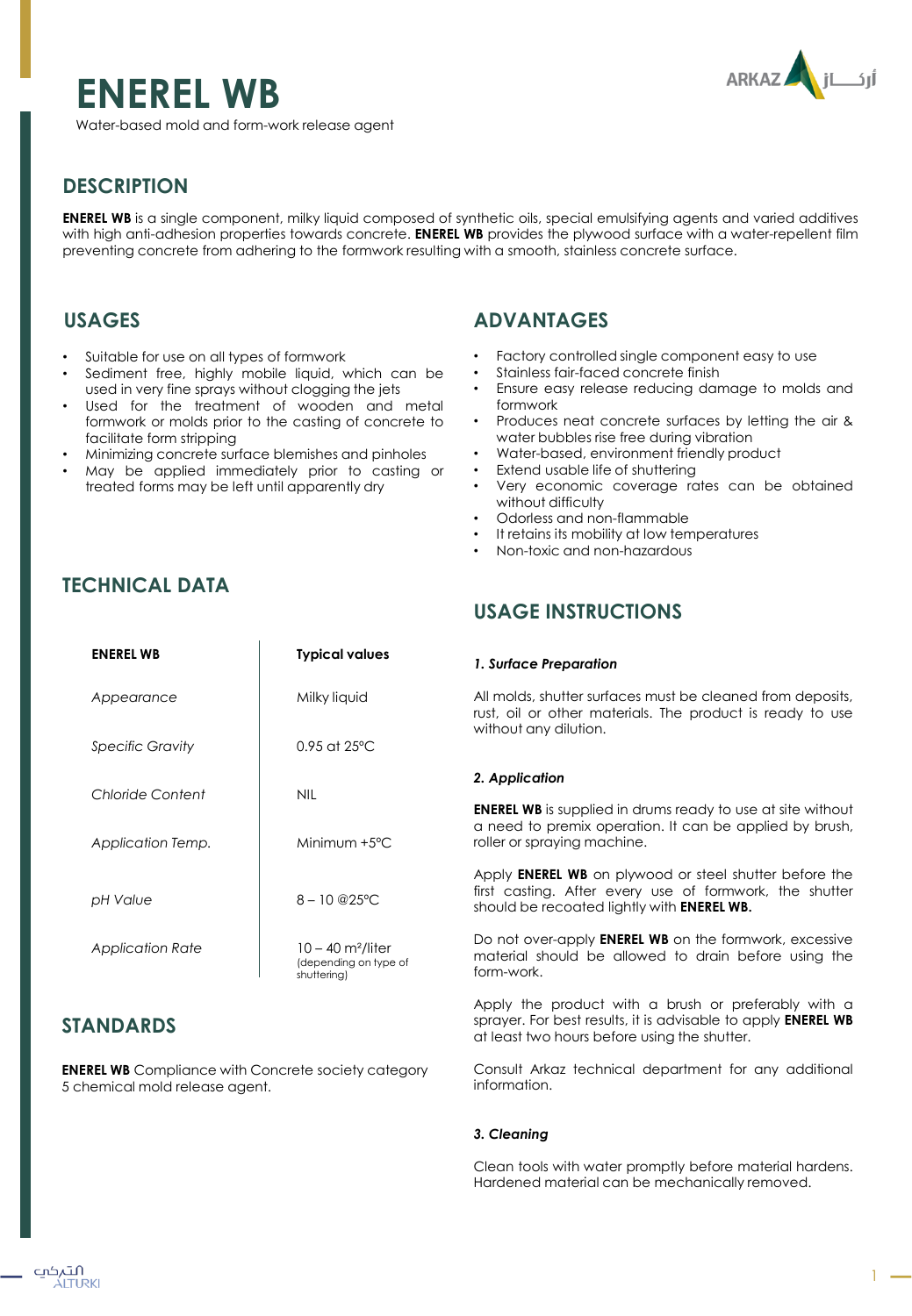# ENEREL WB

Water-based mold and form-work release agent

## DESCRIPTION

**ENEREL WB** is a single component, milky liquid composed of synthetic oils, special emulsifying agents and varied additives with high anti-adhesion properties towards concrete. **ENEREL WB** provides the plywood surface with a water-repellent film preventing concrete from adhering to the formwork resulting with a smooth, stainless concrete surface.

## USAGES

- Suitable for use on all types of formwork
- Sediment free, highly mobile liquid, which can be used in very fine sprays without clogging the jets
- Used for the treatment of wooden and metal formwork or molds prior to the casting of concrete to facilitate form stripping
- Minimizing concrete surface blemishes and pinholes
- May be applied immediately prior to casting or treated forms may be left until apparently dry

## ADVANTAGES

- Factory controlled single component easy to use
- Stainless fair-faced concrete finish
- Ensure easy release reducing damage to molds and formwork
- Produces neat concrete surfaces by letting the air & water bubbles rise free during vibration
- Water-based, environment friendly product
- Extend usable life of shuttering
- Very economic coverage rates can be obtained without difficulty
- Odorless and non-flammable
- It retains its mobility at low temperatures
- Non-toxic and non-hazardous

## TECHNICAL DATA

| ENEREL WB | Typical values |
|---|---|
| *Appearance* | Milky liquid |
| *Specific Gravity* | 0.95 at 25°C |
| *Chloride Content* | NIL |
| *Application Temp.* | Minimum +5°C |
| *pH Value* | 8 – 10 @25°C |
| *Application Rate* | 10 – 40 m²/liter (depending on type of shuttering) |

## STANDARDS

**ENEREL WB** Compliance with Concrete society category 5 chemical mold release agent.

## USAGE INSTRUCTIONS

***1. Surface Preparation***

All molds, shutter surfaces must be cleaned from deposits, rust, oil or other materials. The product is ready to use without any dilution.

***2. Application***

**ENEREL WB** is supplied in drums ready to use at site without a need to premix operation. It can be applied by brush, roller or spraying machine.

Apply **ENEREL WB** on plywood or steel shutter before the first casting. After every use of formwork, the shutter should be recoated lightly with **ENEREL WB.**

Do not over-apply **ENEREL WB** on the formwork, excessive material should be allowed to drain before using the form-work.

Apply the product with a brush or preferably with a sprayer. For best results, it is advisable to apply **ENEREL WB** at least two hours before using the shutter.

Consult Arkaz technical department for any additional information.

***3. Cleaning***

Clean tools with water promptly before material hardens. Hardened material can be mechanically removed.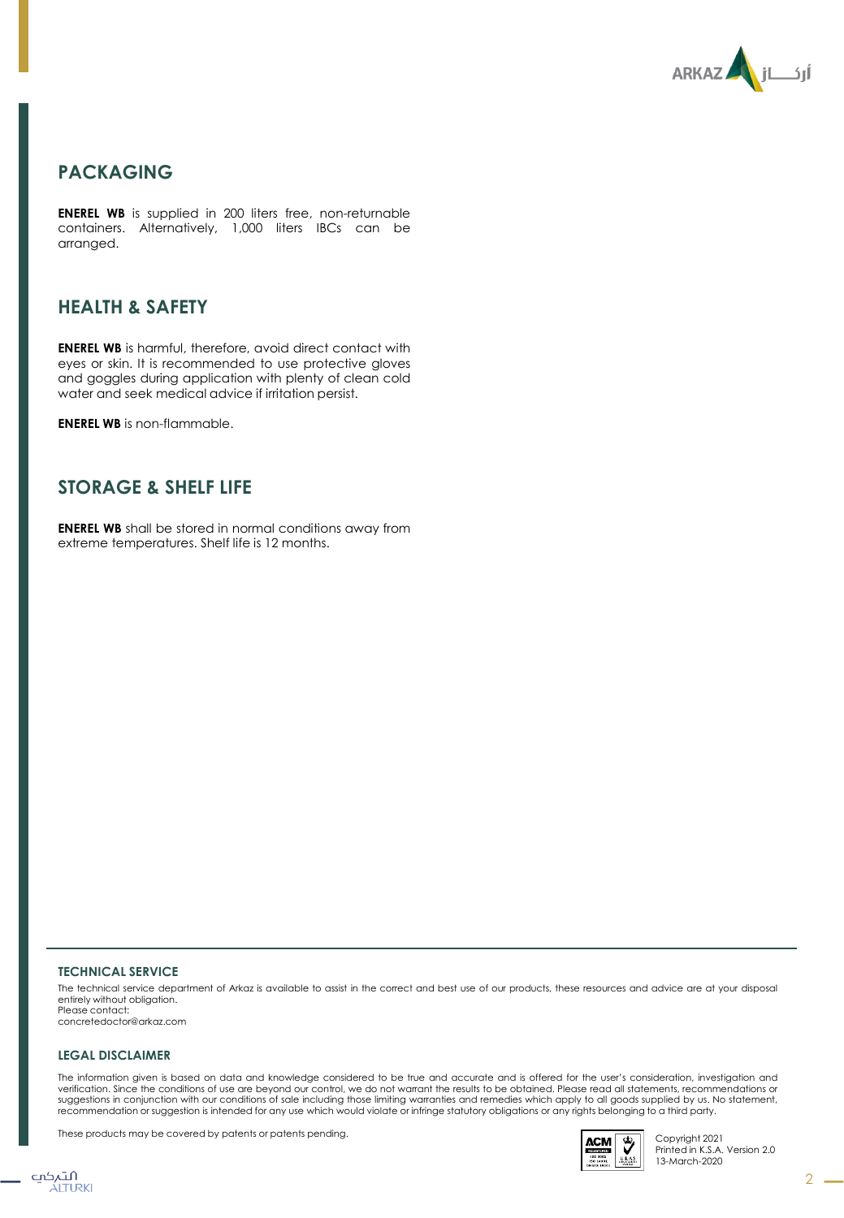## PACKAGING

**ENEREL WB** is supplied in 200 liters free, non-returnable containers. Alternatively, 1,000 liters IBCs can be arranged.

## HEALTH & SAFETY

**ENEREL WB** is harmful, therefore, avoid direct contact with eyes or skin. It is recommended to use protective gloves and goggles during application with plenty of clean cold water and seek medical advice if irritation persist.

**ENEREL WB** is non-flammable.

## STORAGE & SHELF LIFE

**ENEREL WB** shall be stored in normal conditions away from extreme temperatures. Shelf life is 12 months.

### TECHNICAL SERVICE

The technical service department of Arkaz is available to assist in the correct and best use of our products, these resources and advice are at your disposal entirely without obligation.
Please contact:
concretedoctor@arkaz.com

### LEGAL DISCLAIMER

The information given is based on data and knowledge considered to be true and accurate and is offered for the user's consideration, investigation and verification. Since the conditions of use are beyond our control, we do not warrant the results to be obtained. Please read all statements, recommendations or suggestions in conjunction with our conditions of sale including those limiting warranties and remedies which apply to all goods supplied by us. No statement, recommendation or suggestion is intended for any use which would violate or infringe statutory obligations or any rights belonging to a third party.

These products may be covered by patents or patents pending.

Copyright 2021
Printed in K.S.A. Version 2.0
13-March-2020